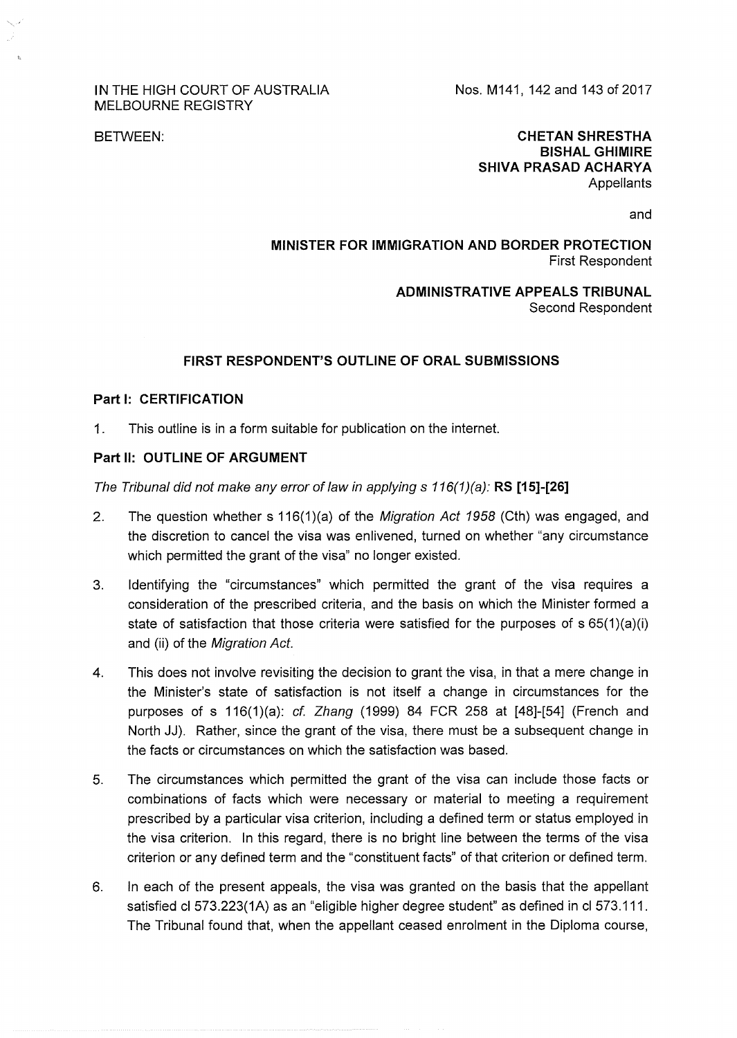IN THE HIGH COURT OF AUSTRALIA
MELBOURNE REGISTRY

Nos. M141, 142 and 143 of 2017

BETWEEN:

**CHETAN SHRESTHA**
**BISHAL GHIMIRE**
**SHIVA PRASAD ACHARYA**
Appellants

and

**MINISTER FOR IMMIGRATION AND BORDER PROTECTION**
First Respondent

**ADMINISTRATIVE APPEALS TRIBUNAL**
Second Respondent

## FIRST RESPONDENT'S OUTLINE OF ORAL SUBMISSIONS

### Part I: CERTIFICATION

1. This outline is in a form suitable for publication on the internet.

### Part II: OUTLINE OF ARGUMENT

*The Tribunal did not make any error of law in applying s 116(1)(a):* **RS [15]-[26]**

2. The question whether s 116(1)(a) of the *Migration Act 1958* (Cth) was engaged, and the discretion to cancel the visa was enlivened, turned on whether "any circumstance which permitted the grant of the visa" no longer existed.

3. Identifying the "circumstances" which permitted the grant of the visa requires a consideration of the prescribed criteria, and the basis on which the Minister formed a state of satisfaction that those criteria were satisfied for the purposes of s 65(1)(a)(i) and (ii) of the *Migration Act.*

4. This does not involve revisiting the decision to grant the visa, in that a mere change in the Minister's state of satisfaction is not itself a change in circumstances for the purposes of s 116(1)(a): *cf. Zhang* (1999) 84 FCR 258 at [48]-[54] (French and North JJ). Rather, since the grant of the visa, there must be a subsequent change in the facts or circumstances on which the satisfaction was based.

5. The circumstances which permitted the grant of the visa can include those facts or combinations of facts which were necessary or material to meeting a requirement prescribed by a particular visa criterion, including a defined term or status employed in the visa criterion. In this regard, there is no bright line between the terms of the visa criterion or any defined term and the "constituent facts" of that criterion or defined term.

6. In each of the present appeals, the visa was granted on the basis that the appellant satisfied cl 573.223(1A) as an "eligible higher degree student" as defined in cl 573.111. The Tribunal found that, when the appellant ceased enrolment in the Diploma course,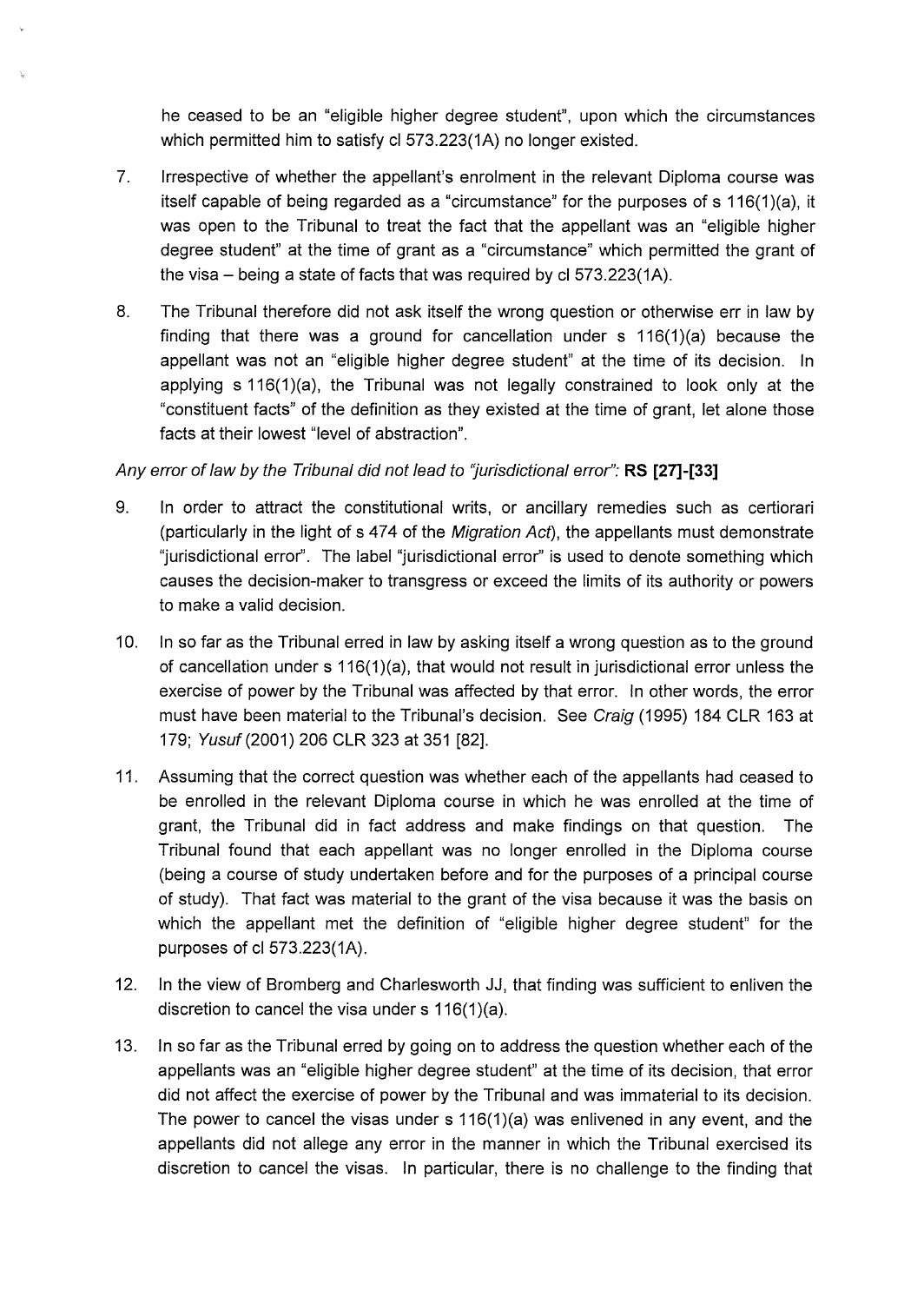he ceased to be an "eligible higher degree student", upon which the circumstances which permitted him to satisfy cl 573.223(1A) no longer existed.

7. Irrespective of whether the appellant's enrolment in the relevant Diploma course was itself capable of being regarded as a "circumstance" for the purposes of s 116(1)(a), it was open to the Tribunal to treat the fact that the appellant was an "eligible higher degree student" at the time of grant as a "circumstance" which permitted the grant of the visa – being a state of facts that was required by cl 573.223(1A).

8. The Tribunal therefore did not ask itself the wrong question or otherwise err in law by finding that there was a ground for cancellation under s 116(1)(a) because the appellant was not an "eligible higher degree student" at the time of its decision. In applying s 116(1)(a), the Tribunal was not legally constrained to look only at the "constituent facts" of the definition as they existed at the time of grant, let alone those facts at their lowest "level of abstraction".

*Any error of law by the Tribunal did not lead to "jurisdictional error"*: **RS [27]-[33]**

9. In order to attract the constitutional writs, or ancillary remedies such as certiorari (particularly in the light of s 474 of the *Migration Act*), the appellants must demonstrate "jurisdictional error". The label "jurisdictional error" is used to denote something which causes the decision-maker to transgress or exceed the limits of its authority or powers to make a valid decision.

10. In so far as the Tribunal erred in law by asking itself a wrong question as to the ground of cancellation under s 116(1)(a), that would not result in jurisdictional error unless the exercise of power by the Tribunal was affected by that error. In other words, the error must have been material to the Tribunal's decision. See *Craig* (1995) 184 CLR 163 at 179; *Yusuf* (2001) 206 CLR 323 at 351 [82].

11. Assuming that the correct question was whether each of the appellants had ceased to be enrolled in the relevant Diploma course in which he was enrolled at the time of grant, the Tribunal did in fact address and make findings on that question. The Tribunal found that each appellant was no longer enrolled in the Diploma course (being a course of study undertaken before and for the purposes of a principal course of study). That fact was material to the grant of the visa because it was the basis on which the appellant met the definition of "eligible higher degree student" for the purposes of cl 573.223(1A).

12. In the view of Bromberg and Charlesworth JJ, that finding was sufficient to enliven the discretion to cancel the visa under s 116(1)(a).

13. In so far as the Tribunal erred by going on to address the question whether each of the appellants was an "eligible higher degree student" at the time of its decision, that error did not affect the exercise of power by the Tribunal and was immaterial to its decision. The power to cancel the visas under s 116(1)(a) was enlivened in any event, and the appellants did not allege any error in the manner in which the Tribunal exercised its discretion to cancel the visas. In particular, there is no challenge to the finding that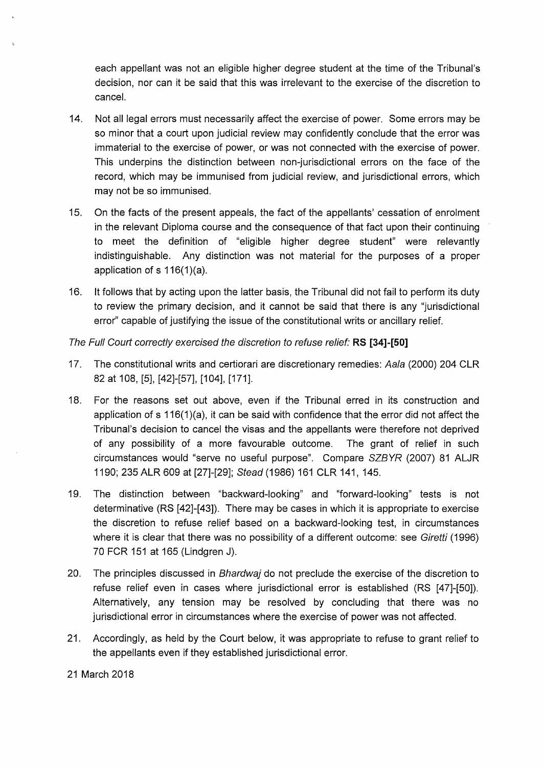each appellant was not an eligible higher degree student at the time of the Tribunal's decision, nor can it be said that this was irrelevant to the exercise of the discretion to cancel.

14. Not all legal errors must necessarily affect the exercise of power. Some errors may be so minor that a court upon judicial review may confidently conclude that the error was immaterial to the exercise of power, or was not connected with the exercise of power. This underpins the distinction between non-jurisdictional errors on the face of the record, which may be immunised from judicial review, and jurisdictional errors, which may not be so immunised.

15. On the facts of the present appeals, the fact of the appellants' cessation of enrolment in the relevant Diploma course and the consequence of that fact upon their continuing to meet the definition of "eligible higher degree student" were relevantly indistinguishable. Any distinction was not material for the purposes of a proper application of s 116(1)(a).

16. It follows that by acting upon the latter basis, the Tribunal did not fail to perform its duty to review the primary decision, and it cannot be said that there is any "jurisdictional error" capable of justifying the issue of the constitutional writs or ancillary relief.

*The Full Court correctly exercised the discretion to refuse relief:* **RS [34]-[50]**

17. The constitutional writs and certiorari are discretionary remedies: *Aala* (2000) 204 CLR 82 at 108, [5], [42]-[57], [104], [171].

18. For the reasons set out above, even if the Tribunal erred in its construction and application of s 116(1)(a), it can be said with confidence that the error did not affect the Tribunal's decision to cancel the visas and the appellants were therefore not deprived of any possibility of a more favourable outcome. The grant of relief in such circumstances would "serve no useful purpose". Compare *SZBYR* (2007) 81 ALJR 1190; 235 ALR 609 at [27]-[29]; *Stead* (1986) 161 CLR 141, 145.

19. The distinction between "backward-looking" and "forward-looking" tests is not determinative (RS [42]-[43]). There may be cases in which it is appropriate to exercise the discretion to refuse relief based on a backward-looking test, in circumstances where it is clear that there was no possibility of a different outcome: see *Giretti* (1996) 70 FCR 151 at 165 (Lindgren J).

20. The principles discussed in *Bhardwaj* do not preclude the exercise of the discretion to refuse relief even in cases where jurisdictional error is established (RS [47]-[50]). Alternatively, any tension may be resolved by concluding that there was no jurisdictional error in circumstances where the exercise of power was not affected.

21. Accordingly, as held by the Court below, it was appropriate to refuse to grant relief to the appellants even if they established jurisdictional error.

21 March 2018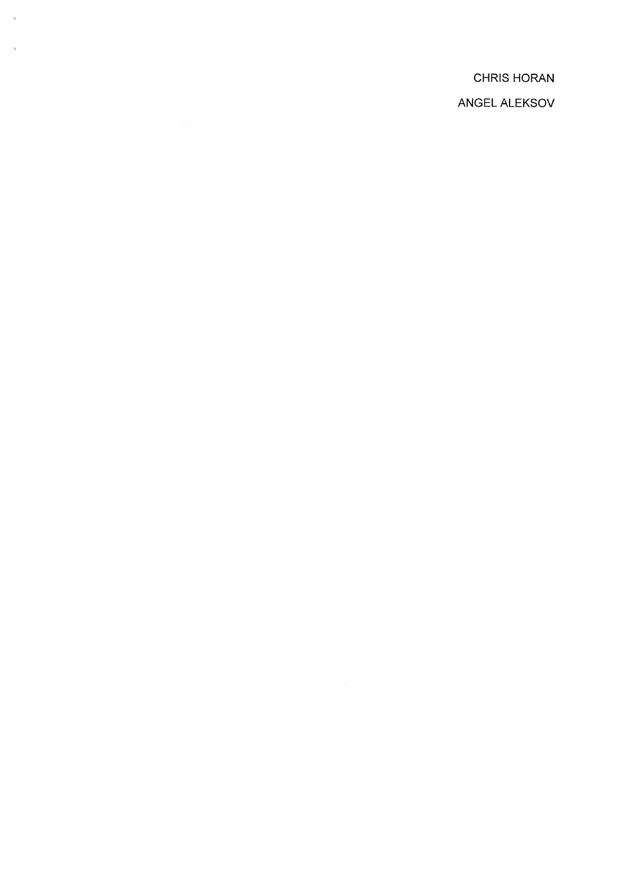CHRIS HORAN

ANGEL ALEKSOV